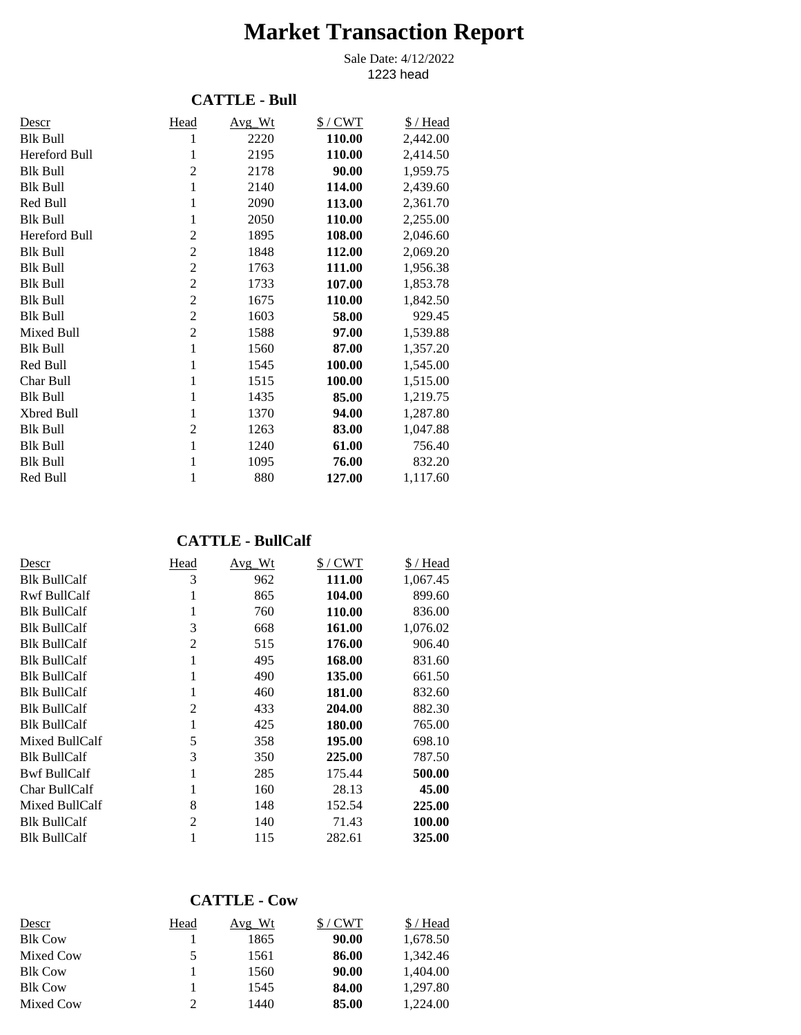# Market Transaction Report

Sale Date: 4/12/2022
1223 head

## CATTLE - Bull

| Descr | Head | Avg_Wt | $ / CWT | $ / Head |
|---|---|---|---|---|
| Blk Bull | 1 | 2220 | **110.00** | 2,442.00 |
| Hereford Bull | 1 | 2195 | **110.00** | 2,414.50 |
| Blk Bull | 2 | 2178 | **90.00** | 1,959.75 |
| Blk Bull | 1 | 2140 | **114.00** | 2,439.60 |
| Red Bull | 1 | 2090 | **113.00** | 2,361.70 |
| Blk Bull | 1 | 2050 | **110.00** | 2,255.00 |
| Hereford Bull | 2 | 1895 | **108.00** | 2,046.60 |
| Blk Bull | 2 | 1848 | **112.00** | 2,069.20 |
| Blk Bull | 2 | 1763 | **111.00** | 1,956.38 |
| Blk Bull | 2 | 1733 | **107.00** | 1,853.78 |
| Blk Bull | 2 | 1675 | **110.00** | 1,842.50 |
| Blk Bull | 2 | 1603 | **58.00** | 929.45 |
| Mixed Bull | 2 | 1588 | **97.00** | 1,539.88 |
| Blk Bull | 1 | 1560 | **87.00** | 1,357.20 |
| Red Bull | 1 | 1545 | **100.00** | 1,545.00 |
| Char Bull | 1 | 1515 | **100.00** | 1,515.00 |
| Blk Bull | 1 | 1435 | **85.00** | 1,219.75 |
| Xbred Bull | 1 | 1370 | **94.00** | 1,287.80 |
| Blk Bull | 2 | 1263 | **83.00** | 1,047.88 |
| Blk Bull | 1 | 1240 | **61.00** | 756.40 |
| Blk Bull | 1 | 1095 | **76.00** | 832.20 |
| Red Bull | 1 | 880 | **127.00** | 1,117.60 |

## CATTLE - BullCalf

| Descr | Head | Avg_Wt | $ / CWT | $ / Head |
|---|---|---|---|---|
| Blk BullCalf | 3 | 962 | **111.00** | 1,067.45 |
| Rwf BullCalf | 1 | 865 | **104.00** | 899.60 |
| Blk BullCalf | 1 | 760 | **110.00** | 836.00 |
| Blk BullCalf | 3 | 668 | **161.00** | 1,076.02 |
| Blk BullCalf | 2 | 515 | **176.00** | 906.40 |
| Blk BullCalf | 1 | 495 | **168.00** | 831.60 |
| Blk BullCalf | 1 | 490 | **135.00** | 661.50 |
| Blk BullCalf | 1 | 460 | **181.00** | 832.60 |
| Blk BullCalf | 2 | 433 | **204.00** | 882.30 |
| Blk BullCalf | 1 | 425 | **180.00** | 765.00 |
| Mixed BullCalf | 5 | 358 | **195.00** | 698.10 |
| Blk BullCalf | 3 | 350 | **225.00** | 787.50 |
| Bwf BullCalf | 1 | 285 | 175.44 | **500.00** |
| Char BullCalf | 1 | 160 | 28.13 | **45.00** |
| Mixed BullCalf | 8 | 148 | 152.54 | **225.00** |
| Blk BullCalf | 2 | 140 | 71.43 | **100.00** |
| Blk BullCalf | 1 | 115 | 282.61 | **325.00** |

## CATTLE - Cow

| Descr | Head | Avg_Wt | $ / CWT | $ / Head |
|---|---|---|---|---|
| Blk Cow | 1 | 1865 | **90.00** | 1,678.50 |
| Mixed Cow | 5 | 1561 | **86.00** | 1,342.46 |
| Blk Cow | 1 | 1560 | **90.00** | 1,404.00 |
| Blk Cow | 1 | 1545 | **84.00** | 1,297.80 |
| Mixed Cow | 2 | 1440 | **85.00** | 1,224.00 |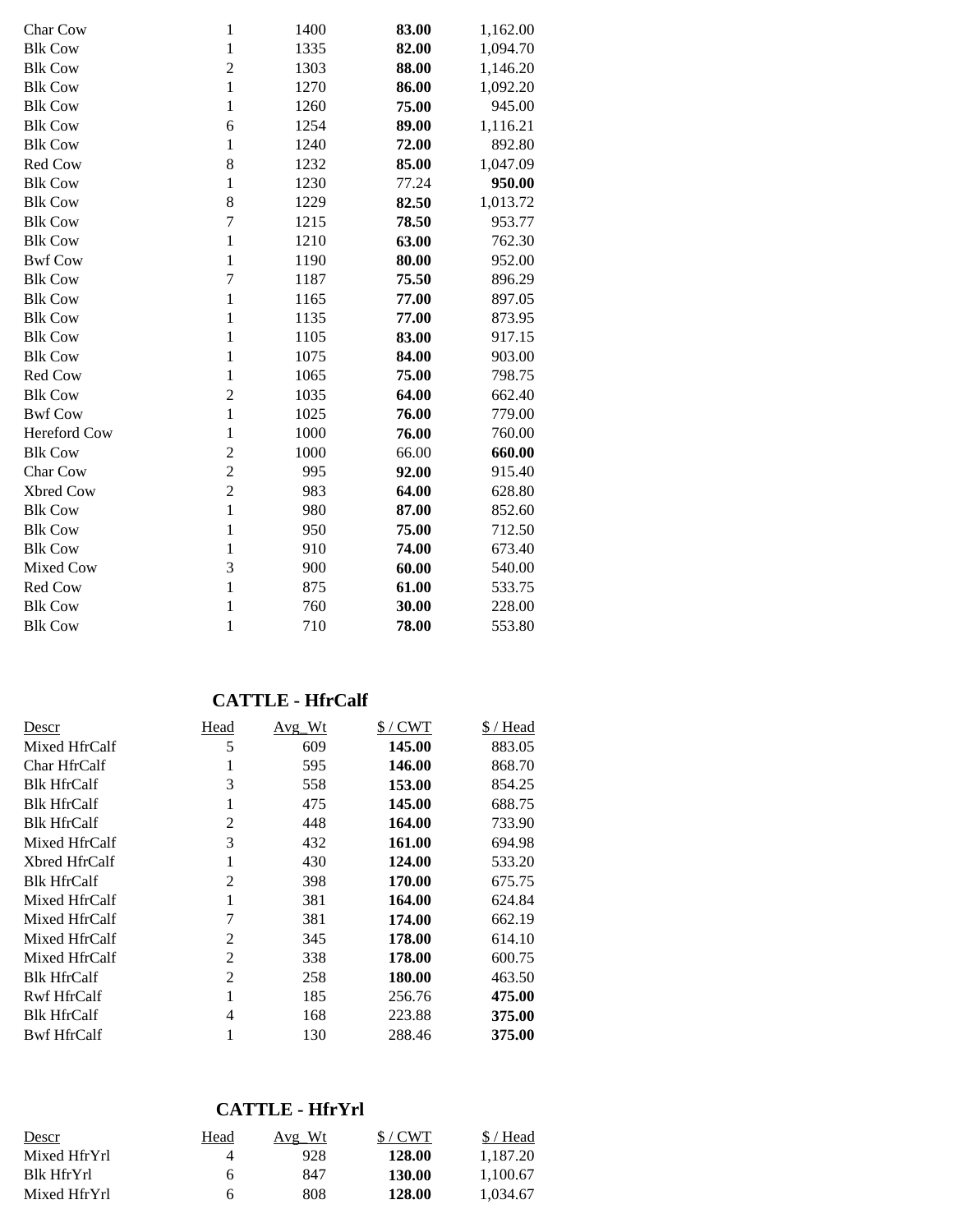| | | | | |
|---|---|---|---|---|
| Char Cow | 1 | 1400 | **83.00** | 1,162.00 |
| Blk Cow | 1 | 1335 | **82.00** | 1,094.70 |
| Blk Cow | 2 | 1303 | **88.00** | 1,146.20 |
| Blk Cow | 1 | 1270 | **86.00** | 1,092.20 |
| Blk Cow | 1 | 1260 | **75.00** | 945.00 |
| Blk Cow | 6 | 1254 | **89.00** | 1,116.21 |
| Blk Cow | 1 | 1240 | **72.00** | 892.80 |
| Red Cow | 8 | 1232 | **85.00** | 1,047.09 |
| Blk Cow | 1 | 1230 | 77.24 | **950.00** |
| Blk Cow | 8 | 1229 | **82.50** | 1,013.72 |
| Blk Cow | 7 | 1215 | **78.50** | 953.77 |
| Blk Cow | 1 | 1210 | **63.00** | 762.30 |
| Bwf Cow | 1 | 1190 | **80.00** | 952.00 |
| Blk Cow | 7 | 1187 | **75.50** | 896.29 |
| Blk Cow | 1 | 1165 | **77.00** | 897.05 |
| Blk Cow | 1 | 1135 | **77.00** | 873.95 |
| Blk Cow | 1 | 1105 | **83.00** | 917.15 |
| Blk Cow | 1 | 1075 | **84.00** | 903.00 |
| Red Cow | 1 | 1065 | **75.00** | 798.75 |
| Blk Cow | 2 | 1035 | **64.00** | 662.40 |
| Bwf Cow | 1 | 1025 | **76.00** | 779.00 |
| Hereford Cow | 1 | 1000 | **76.00** | 760.00 |
| Blk Cow | 2 | 1000 | 66.00 | **660.00** |
| Char Cow | 2 | 995 | **92.00** | 915.40 |
| Xbred Cow | 2 | 983 | **64.00** | 628.80 |
| Blk Cow | 1 | 980 | **87.00** | 852.60 |
| Blk Cow | 1 | 950 | **75.00** | 712.50 |
| Blk Cow | 1 | 910 | **74.00** | 673.40 |
| Mixed Cow | 3 | 900 | **60.00** | 540.00 |
| Red Cow | 1 | 875 | **61.00** | 533.75 |
| Blk Cow | 1 | 760 | **30.00** | 228.00 |
| Blk Cow | 1 | 710 | **78.00** | 553.80 |

## CATTLE - HfrCalf

| Descr | Head | Avg_Wt | $ / CWT | $ / Head |
|---|---|---|---|---|
| Mixed HfrCalf | 5 | 609 | **145.00** | 883.05 |
| Char HfrCalf | 1 | 595 | **146.00** | 868.70 |
| Blk HfrCalf | 3 | 558 | **153.00** | 854.25 |
| Blk HfrCalf | 1 | 475 | **145.00** | 688.75 |
| Blk HfrCalf | 2 | 448 | **164.00** | 733.90 |
| Mixed HfrCalf | 3 | 432 | **161.00** | 694.98 |
| Xbred HfrCalf | 1 | 430 | **124.00** | 533.20 |
| Blk HfrCalf | 2 | 398 | **170.00** | 675.75 |
| Mixed HfrCalf | 1 | 381 | **164.00** | 624.84 |
| Mixed HfrCalf | 7 | 381 | **174.00** | 662.19 |
| Mixed HfrCalf | 2 | 345 | **178.00** | 614.10 |
| Mixed HfrCalf | 2 | 338 | **178.00** | 600.75 |
| Blk HfrCalf | 2 | 258 | **180.00** | 463.50 |
| Rwf HfrCalf | 1 | 185 | 256.76 | **475.00** |
| Blk HfrCalf | 4 | 168 | 223.88 | **375.00** |
| Bwf HfrCalf | 1 | 130 | 288.46 | **375.00** |

## CATTLE - HfrYrl

| Descr | Head | Avg_Wt | $ / CWT | $ / Head |
|---|---|---|---|---|
| Mixed HfrYrl | 4 | 928 | **128.00** | 1,187.20 |
| Blk HfrYrl | 6 | 847 | **130.00** | 1,100.67 |
| Mixed HfrYrl | 6 | 808 | **128.00** | 1,034.67 |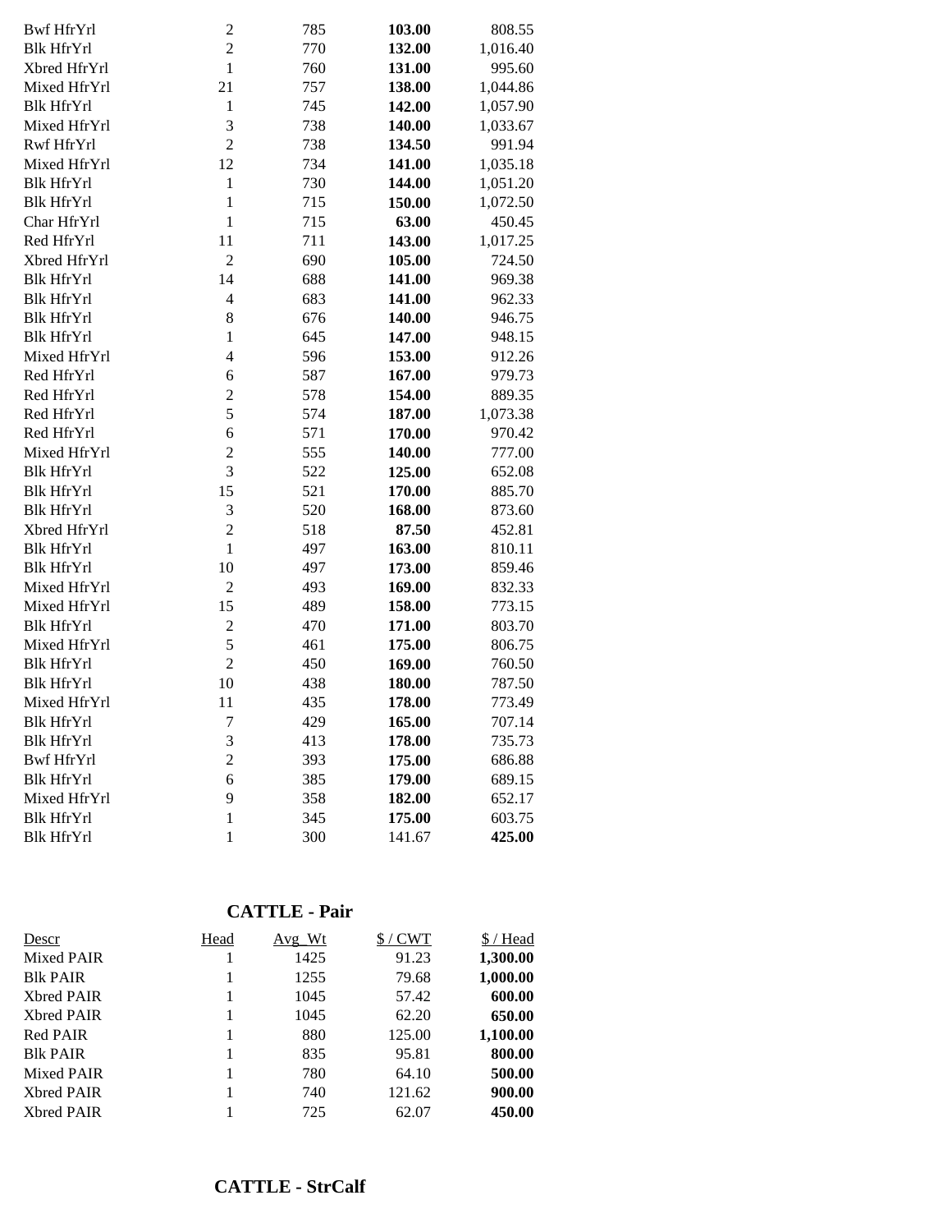| Descr | Head | Avg_Wt | $ / CWT | $ / Head |
|---|---|---|---|---|
| Bwf HfrYrl | 2 | 785 | **103.00** | 808.55 |
| Blk HfrYrl | 2 | 770 | **132.00** | 1,016.40 |
| Xbred HfrYrl | 1 | 760 | **131.00** | 995.60 |
| Mixed HfrYrl | 21 | 757 | **138.00** | 1,044.86 |
| Blk HfrYrl | 1 | 745 | **142.00** | 1,057.90 |
| Mixed HfrYrl | 3 | 738 | **140.00** | 1,033.67 |
| Rwf HfrYrl | 2 | 738 | **134.50** | 991.94 |
| Mixed HfrYrl | 12 | 734 | **141.00** | 1,035.18 |
| Blk HfrYrl | 1 | 730 | **144.00** | 1,051.20 |
| Blk HfrYrl | 1 | 715 | **150.00** | 1,072.50 |
| Char HfrYrl | 1 | 715 | **63.00** | 450.45 |
| Red HfrYrl | 11 | 711 | **143.00** | 1,017.25 |
| Xbred HfrYrl | 2 | 690 | **105.00** | 724.50 |
| Blk HfrYrl | 14 | 688 | **141.00** | 969.38 |
| Blk HfrYrl | 4 | 683 | **141.00** | 962.33 |
| Blk HfrYrl | 8 | 676 | **140.00** | 946.75 |
| Blk HfrYrl | 1 | 645 | **147.00** | 948.15 |
| Mixed HfrYrl | 4 | 596 | **153.00** | 912.26 |
| Red HfrYrl | 6 | 587 | **167.00** | 979.73 |
| Red HfrYrl | 2 | 578 | **154.00** | 889.35 |
| Red HfrYrl | 5 | 574 | **187.00** | 1,073.38 |
| Red HfrYrl | 6 | 571 | **170.00** | 970.42 |
| Mixed HfrYrl | 2 | 555 | **140.00** | 777.00 |
| Blk HfrYrl | 3 | 522 | **125.00** | 652.08 |
| Blk HfrYrl | 15 | 521 | **170.00** | 885.70 |
| Blk HfrYrl | 3 | 520 | **168.00** | 873.60 |
| Xbred HfrYrl | 2 | 518 | **87.50** | 452.81 |
| Blk HfrYrl | 1 | 497 | **163.00** | 810.11 |
| Blk HfrYrl | 10 | 497 | **173.00** | 859.46 |
| Mixed HfrYrl | 2 | 493 | **169.00** | 832.33 |
| Mixed HfrYrl | 15 | 489 | **158.00** | 773.15 |
| Blk HfrYrl | 2 | 470 | **171.00** | 803.70 |
| Mixed HfrYrl | 5 | 461 | **175.00** | 806.75 |
| Blk HfrYrl | 2 | 450 | **169.00** | 760.50 |
| Blk HfrYrl | 10 | 438 | **180.00** | 787.50 |
| Mixed HfrYrl | 11 | 435 | **178.00** | 773.49 |
| Blk HfrYrl | 7 | 429 | **165.00** | 707.14 |
| Blk HfrYrl | 3 | 413 | **178.00** | 735.73 |
| Bwf HfrYrl | 2 | 393 | **175.00** | 686.88 |
| Blk HfrYrl | 6 | 385 | **179.00** | 689.15 |
| Mixed HfrYrl | 9 | 358 | **182.00** | 652.17 |
| Blk HfrYrl | 1 | 345 | **175.00** | 603.75 |
| Blk HfrYrl | 1 | 300 | 141.67 | **425.00** |

## CATTLE - Pair

| Descr | Head | Avg_Wt | $ / CWT | $ / Head |
|---|---|---|---|---|
| Mixed PAIR | 1 | 1425 | 91.23 | **1,300.00** |
| Blk PAIR | 1 | 1255 | 79.68 | **1,000.00** |
| Xbred PAIR | 1 | 1045 | 57.42 | **600.00** |
| Xbred PAIR | 1 | 1045 | 62.20 | **650.00** |
| Red PAIR | 1 | 880 | 125.00 | **1,100.00** |
| Blk PAIR | 1 | 835 | 95.81 | **800.00** |
| Mixed PAIR | 1 | 780 | 64.10 | **500.00** |
| Xbred PAIR | 1 | 740 | 121.62 | **900.00** |
| Xbred PAIR | 1 | 725 | 62.07 | **450.00** |

## CATTLE - StrCalf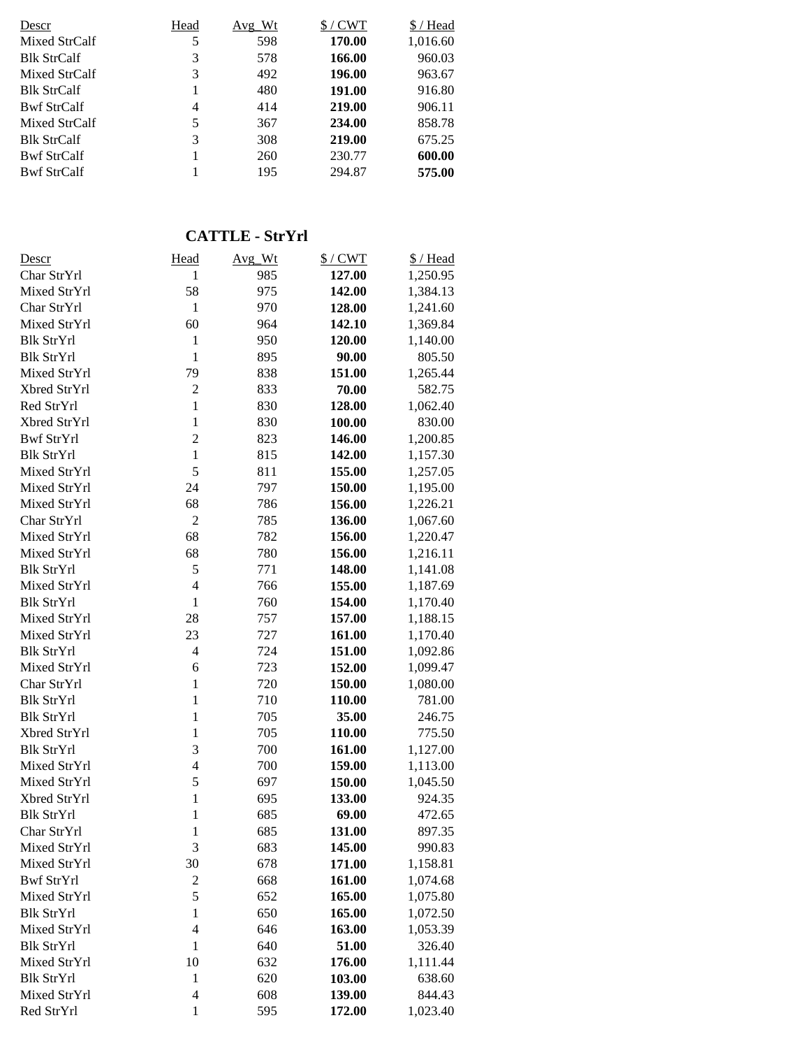| Descr | Head | Avg_Wt | $ / CWT | $ / Head |
|---|---|---|---|---|
| Mixed StrCalf | 5 | 598 | **170.00** | 1,016.60 |
| Blk StrCalf | 3 | 578 | **166.00** | 960.03 |
| Mixed StrCalf | 3 | 492 | **196.00** | 963.67 |
| Blk StrCalf | 1 | 480 | **191.00** | 916.80 |
| Bwf StrCalf | 4 | 414 | **219.00** | 906.11 |
| Mixed StrCalf | 5 | 367 | **234.00** | 858.78 |
| Blk StrCalf | 3 | 308 | **219.00** | 675.25 |
| Bwf StrCalf | 1 | 260 | 230.77 | **600.00** |
| Bwf StrCalf | 1 | 195 | 294.87 | **575.00** |

## CATTLE - StrYrl

| Descr | Head | Avg_Wt | $ / CWT | $ / Head |
|---|---|---|---|---|
| Char StrYrl | 1 | 985 | **127.00** | 1,250.95 |
| Mixed StrYrl | 58 | 975 | **142.00** | 1,384.13 |
| Char StrYrl | 1 | 970 | **128.00** | 1,241.60 |
| Mixed StrYrl | 60 | 964 | **142.10** | 1,369.84 |
| Blk StrYrl | 1 | 950 | **120.00** | 1,140.00 |
| Blk StrYrl | 1 | 895 | **90.00** | 805.50 |
| Mixed StrYrl | 79 | 838 | **151.00** | 1,265.44 |
| Xbred StrYrl | 2 | 833 | **70.00** | 582.75 |
| Red StrYrl | 1 | 830 | **128.00** | 1,062.40 |
| Xbred StrYrl | 1 | 830 | **100.00** | 830.00 |
| Bwf StrYrl | 2 | 823 | **146.00** | 1,200.85 |
| Blk StrYrl | 1 | 815 | **142.00** | 1,157.30 |
| Mixed StrYrl | 5 | 811 | **155.00** | 1,257.05 |
| Mixed StrYrl | 24 | 797 | **150.00** | 1,195.00 |
| Mixed StrYrl | 68 | 786 | **156.00** | 1,226.21 |
| Char StrYrl | 2 | 785 | **136.00** | 1,067.60 |
| Mixed StrYrl | 68 | 782 | **156.00** | 1,220.47 |
| Mixed StrYrl | 68 | 780 | **156.00** | 1,216.11 |
| Blk StrYrl | 5 | 771 | **148.00** | 1,141.08 |
| Mixed StrYrl | 4 | 766 | **155.00** | 1,187.69 |
| Blk StrYrl | 1 | 760 | **154.00** | 1,170.40 |
| Mixed StrYrl | 28 | 757 | **157.00** | 1,188.15 |
| Mixed StrYrl | 23 | 727 | **161.00** | 1,170.40 |
| Blk StrYrl | 4 | 724 | **151.00** | 1,092.86 |
| Mixed StrYrl | 6 | 723 | **152.00** | 1,099.47 |
| Char StrYrl | 1 | 720 | **150.00** | 1,080.00 |
| Blk StrYrl | 1 | 710 | **110.00** | 781.00 |
| Blk StrYrl | 1 | 705 | **35.00** | 246.75 |
| Xbred StrYrl | 1 | 705 | **110.00** | 775.50 |
| Blk StrYrl | 3 | 700 | **161.00** | 1,127.00 |
| Mixed StrYrl | 4 | 700 | **159.00** | 1,113.00 |
| Mixed StrYrl | 5 | 697 | **150.00** | 1,045.50 |
| Xbred StrYrl | 1 | 695 | **133.00** | 924.35 |
| Blk StrYrl | 1 | 685 | **69.00** | 472.65 |
| Char StrYrl | 1 | 685 | **131.00** | 897.35 |
| Mixed StrYrl | 3 | 683 | **145.00** | 990.83 |
| Mixed StrYrl | 30 | 678 | **171.00** | 1,158.81 |
| Bwf StrYrl | 2 | 668 | **161.00** | 1,074.68 |
| Mixed StrYrl | 5 | 652 | **165.00** | 1,075.80 |
| Blk StrYrl | 1 | 650 | **165.00** | 1,072.50 |
| Mixed StrYrl | 4 | 646 | **163.00** | 1,053.39 |
| Blk StrYrl | 1 | 640 | **51.00** | 326.40 |
| Mixed StrYrl | 10 | 632 | **176.00** | 1,111.44 |
| Blk StrYrl | 1 | 620 | **103.00** | 638.60 |
| Mixed StrYrl | 4 | 608 | **139.00** | 844.43 |
| Red StrYrl | 1 | 595 | **172.00** | 1,023.40 |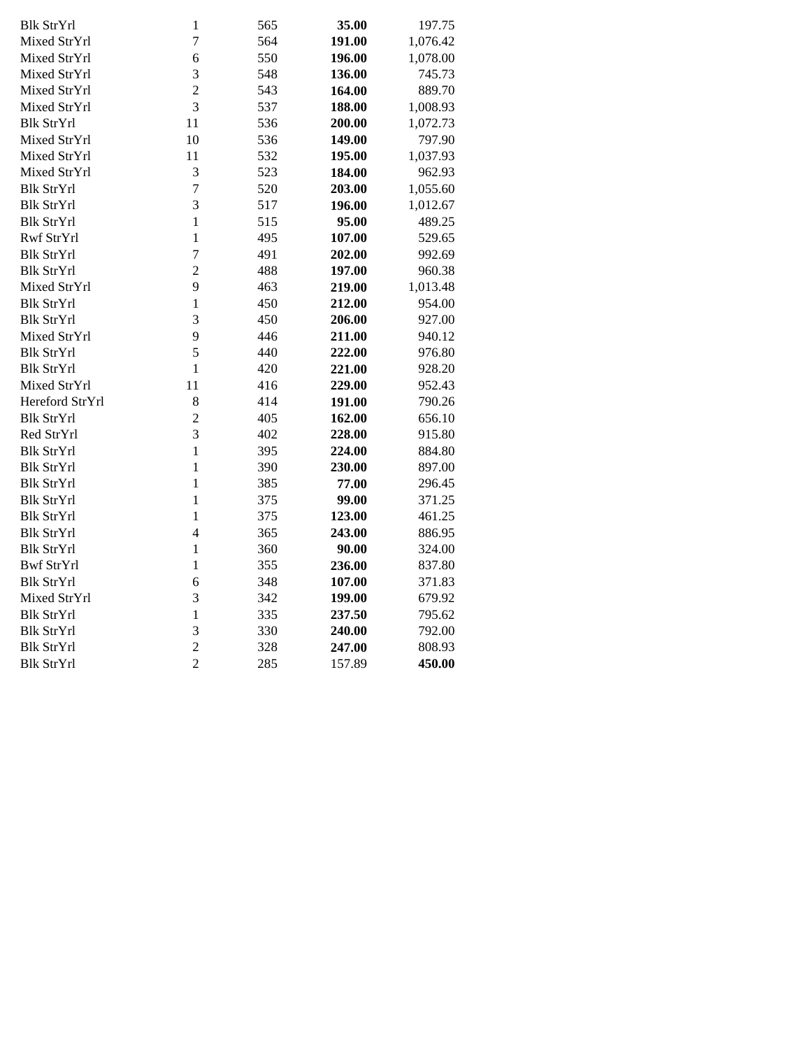| | | | | |
|---|---|---|---|---|
| Blk StrYrl | 1 | 565 | **35.00** | 197.75 |
| Mixed StrYrl | 7 | 564 | **191.00** | 1,076.42 |
| Mixed StrYrl | 6 | 550 | **196.00** | 1,078.00 |
| Mixed StrYrl | 3 | 548 | **136.00** | 745.73 |
| Mixed StrYrl | 2 | 543 | **164.00** | 889.70 |
| Mixed StrYrl | 3 | 537 | **188.00** | 1,008.93 |
| Blk StrYrl | 11 | 536 | **200.00** | 1,072.73 |
| Mixed StrYrl | 10 | 536 | **149.00** | 797.90 |
| Mixed StrYrl | 11 | 532 | **195.00** | 1,037.93 |
| Mixed StrYrl | 3 | 523 | **184.00** | 962.93 |
| Blk StrYrl | 7 | 520 | **203.00** | 1,055.60 |
| Blk StrYrl | 3 | 517 | **196.00** | 1,012.67 |
| Blk StrYrl | 1 | 515 | **95.00** | 489.25 |
| Rwf StrYrl | 1 | 495 | **107.00** | 529.65 |
| Blk StrYrl | 7 | 491 | **202.00** | 992.69 |
| Blk StrYrl | 2 | 488 | **197.00** | 960.38 |
| Mixed StrYrl | 9 | 463 | **219.00** | 1,013.48 |
| Blk StrYrl | 1 | 450 | **212.00** | 954.00 |
| Blk StrYrl | 3 | 450 | **206.00** | 927.00 |
| Mixed StrYrl | 9 | 446 | **211.00** | 940.12 |
| Blk StrYrl | 5 | 440 | **222.00** | 976.80 |
| Blk StrYrl | 1 | 420 | **221.00** | 928.20 |
| Mixed StrYrl | 11 | 416 | **229.00** | 952.43 |
| Hereford StrYrl | 8 | 414 | **191.00** | 790.26 |
| Blk StrYrl | 2 | 405 | **162.00** | 656.10 |
| Red StrYrl | 3 | 402 | **228.00** | 915.80 |
| Blk StrYrl | 1 | 395 | **224.00** | 884.80 |
| Blk StrYrl | 1 | 390 | **230.00** | 897.00 |
| Blk StrYrl | 1 | 385 | **77.00** | 296.45 |
| Blk StrYrl | 1 | 375 | **99.00** | 371.25 |
| Blk StrYrl | 1 | 375 | **123.00** | 461.25 |
| Blk StrYrl | 4 | 365 | **243.00** | 886.95 |
| Blk StrYrl | 1 | 360 | **90.00** | 324.00 |
| Bwf StrYrl | 1 | 355 | **236.00** | 837.80 |
| Blk StrYrl | 6 | 348 | **107.00** | 371.83 |
| Mixed StrYrl | 3 | 342 | **199.00** | 679.92 |
| Blk StrYrl | 1 | 335 | **237.50** | 795.62 |
| Blk StrYrl | 3 | 330 | **240.00** | 792.00 |
| Blk StrYrl | 2 | 328 | **247.00** | 808.93 |
| Blk StrYrl | 2 | 285 | 157.89 | **450.00** |